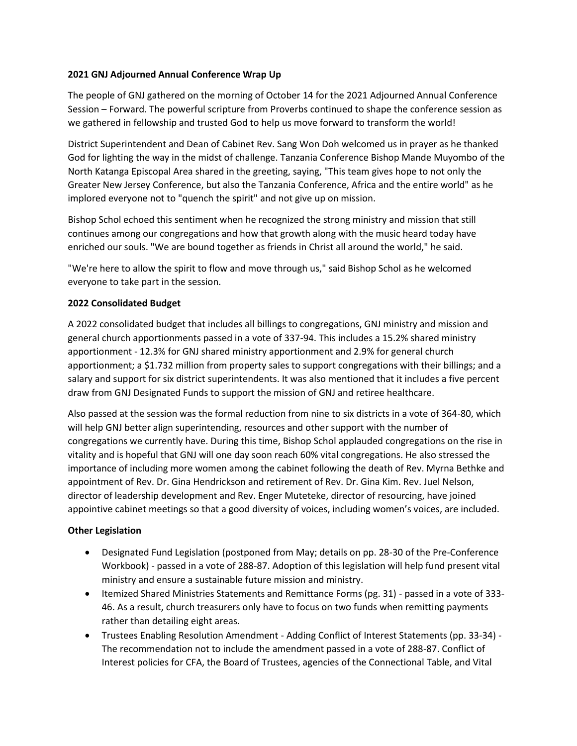**2021 GNJ Adjourned Annual Conference Wrap Up**

The people of GNJ gathered on the morning of October 14 for the 2021 Adjourned Annual Conference Session – Forward. The powerful scripture from Proverbs continued to shape the conference session as we gathered in fellowship and trusted God to help us move forward to transform the world!

District Superintendent and Dean of Cabinet Rev. Sang Won Doh welcomed us in prayer as he thanked God for lighting the way in the midst of challenge. Tanzania Conference Bishop Mande Muyombo of the North Katanga Episcopal Area shared in the greeting, saying, "This team gives hope to not only the Greater New Jersey Conference, but also the Tanzania Conference, Africa and the entire world" as he implored everyone not to "quench the spirit" and not give up on mission.

Bishop Schol echoed this sentiment when he recognized the strong ministry and mission that still continues among our congregations and how that growth along with the music heard today have enriched our souls. "We are bound together as friends in Christ all around the world," he said.

"We're here to allow the spirit to flow and move through us," said Bishop Schol as he welcomed everyone to take part in the session.

**2022 Consolidated Budget**

A 2022 consolidated budget that includes all billings to congregations, GNJ ministry and mission and general church apportionments passed in a vote of 337-94. This includes a 15.2% shared ministry apportionment - 12.3% for GNJ shared ministry apportionment and 2.9% for general church apportionment; a $1.732 million from property sales to support congregations with their billings; and a salary and support for six district superintendents. It was also mentioned that it includes a five percent draw from GNJ Designated Funds to support the mission of GNJ and retiree healthcare.

Also passed at the session was the formal reduction from nine to six districts in a vote of 364-80, which will help GNJ better align superintending, resources and other support with the number of congregations we currently have. During this time, Bishop Schol applauded congregations on the rise in vitality and is hopeful that GNJ will one day soon reach 60% vital congregations. He also stressed the importance of including more women among the cabinet following the death of Rev. Myrna Bethke and appointment of Rev. Dr. Gina Hendrickson and retirement of Rev. Dr. Gina Kim. Rev. Juel Nelson, director of leadership development and Rev. Enger Muteteke, director of resourcing, have joined appointive cabinet meetings so that a good diversity of voices, including women's voices, are included.

**Other Legislation**

- Designated Fund Legislation (postponed from May; details on pp. 28-30 of the Pre-Conference Workbook) - passed in a vote of 288-87. Adoption of this legislation will help fund present vital ministry and ensure a sustainable future mission and ministry.
- Itemized Shared Ministries Statements and Remittance Forms (pg. 31) - passed in a vote of 333-46. As a result, church treasurers only have to focus on two funds when remitting payments rather than detailing eight areas.
- Trustees Enabling Resolution Amendment - Adding Conflict of Interest Statements (pp. 33-34) - The recommendation not to include the amendment passed in a vote of 288-87. Conflict of Interest policies for CFA, the Board of Trustees, agencies of the Connectional Table, and Vital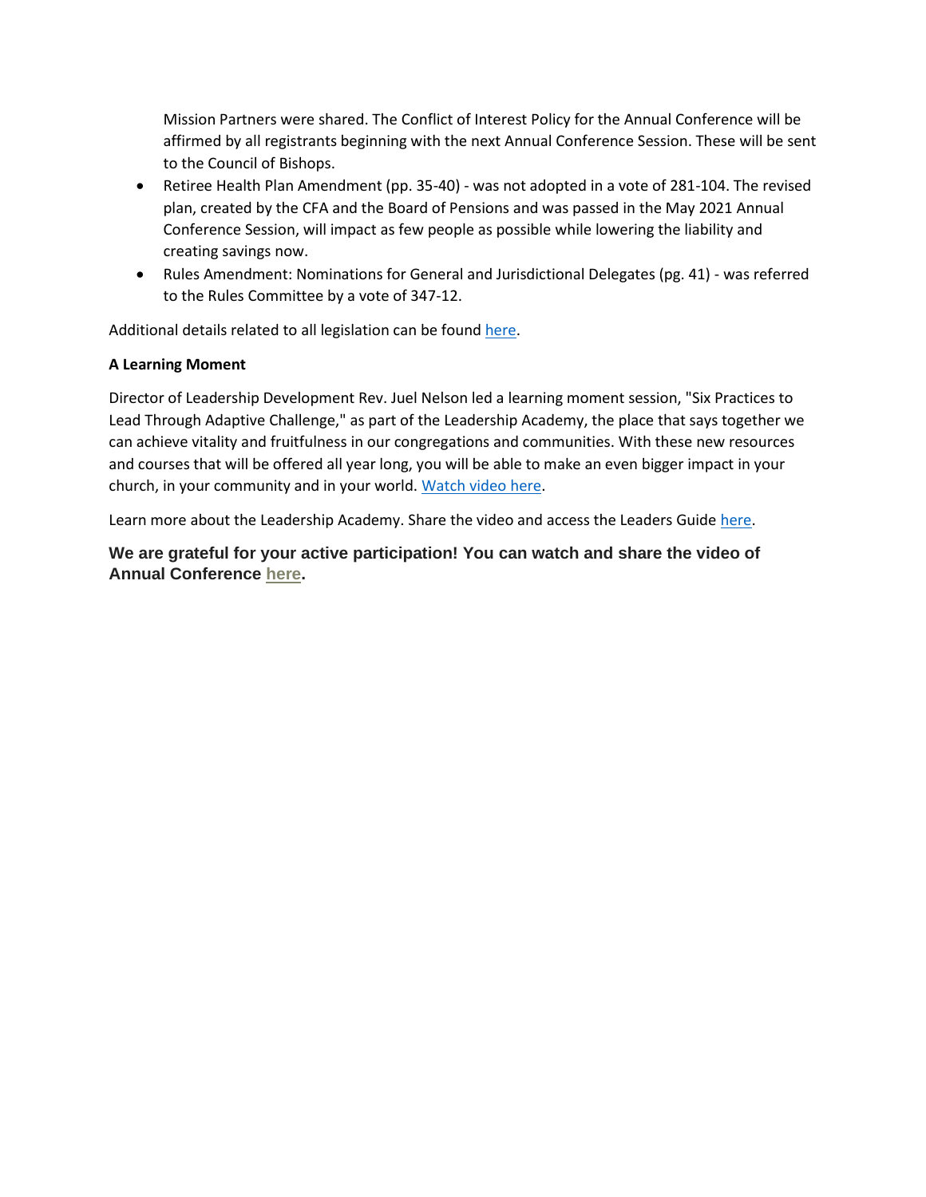Mission Partners were shared. The Conflict of Interest Policy for the Annual Conference will be affirmed by all registrants beginning with the next Annual Conference Session. These will be sent to the Council of Bishops.

- Retiree Health Plan Amendment (pp. 35-40) - was not adopted in a vote of 281-104. The revised plan, created by the CFA and the Board of Pensions and was passed in the May 2021 Annual Conference Session, will impact as few people as possible while lowering the liability and creating savings now.
- Rules Amendment: Nominations for General and Jurisdictional Delegates (pg. 41) - was referred to the Rules Committee by a vote of 347-12.

Additional details related to all legislation can be found here.

**A Learning Moment**

Director of Leadership Development Rev. Juel Nelson led a learning moment session, "Six Practices to Lead Through Adaptive Challenge," as part of the Leadership Academy, the place that says together we can achieve vitality and fruitfulness in our congregations and communities. With these new resources and courses that will be offered all year long, you will be able to make an even bigger impact in your church, in your community and in your world. Watch video here.

Learn more about the Leadership Academy. Share the video and access the Leaders Guide here.

**We are grateful for your active participation! You can watch and share the video of Annual Conference here.**